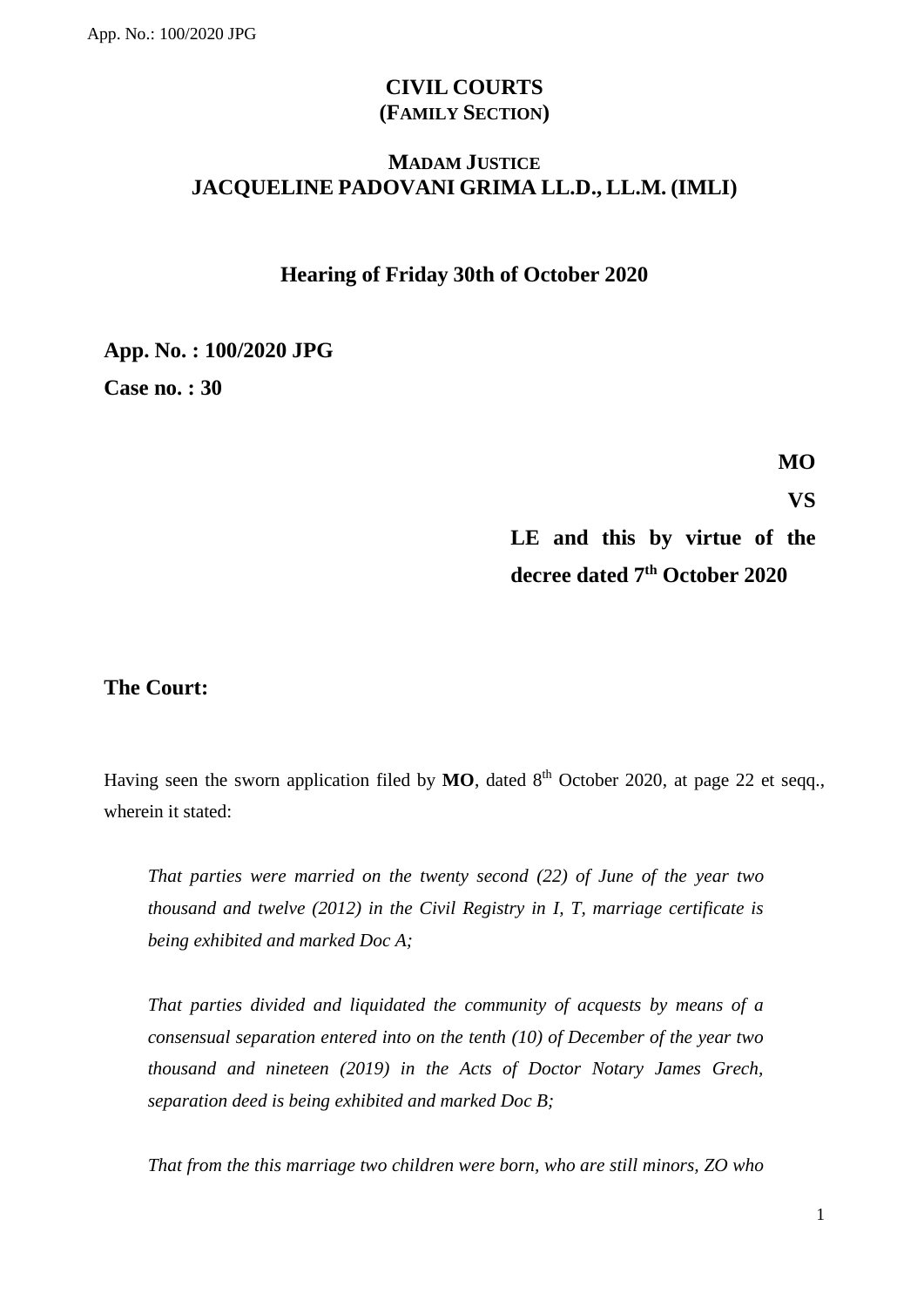# CIVIL COURTS
## (FAMILY SECTION)

## MADAM JUSTICE
## JACQUELINE PADOVANI GRIMA LL.D., LL.M. (IMLI)

### Hearing of Friday 30th of October 2020

**App. No. : 100/2020 JPG**

**Case no. : 30**

**MO**

**VS**

**LE and this by virtue of the decree dated 7th October 2020**

**The Court:**

Having seen the sworn application filed by **MO**, dated 8th October 2020, at page 22 et seqq., wherein it stated:

*That parties were married on the twenty second (22) of June of the year two thousand and twelve (2012) in the Civil Registry in I, T, marriage certificate is being exhibited and marked Doc A;*

*That parties divided and liquidated the community of acquests by means of a consensual separation entered into on the tenth (10) of December of the year two thousand and nineteen (2019) in the Acts of Doctor Notary James Grech, separation deed is being exhibited and marked Doc B;*

*That from the this marriage two children were born, who are still minors, ZO who*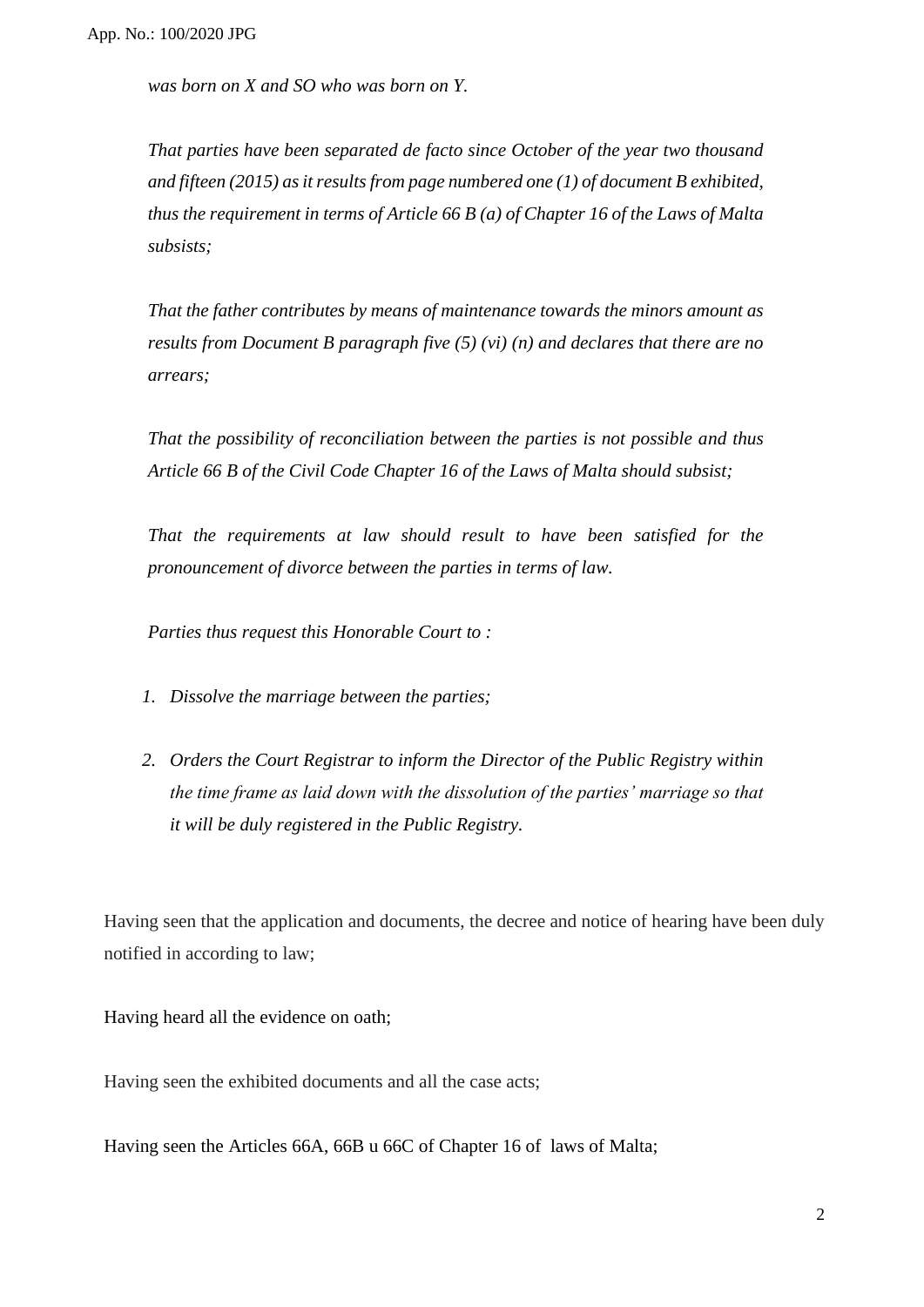*was born on X and SO who was born on Y.*

*That parties have been separated de facto since October of the year two thousand and fifteen (2015) as it results from page numbered one (1) of document B exhibited, thus the requirement in terms of Article 66 B (a) of Chapter 16 of the Laws of Malta subsists;*

*That the father contributes by means of maintenance towards the minors amount as results from Document B paragraph five (5) (vi) (n) and declares that there are no arrears;*

*That the possibility of reconciliation between the parties is not possible and thus Article 66 B of the Civil Code Chapter 16 of the Laws of Malta should subsist;*

*That the requirements at law should result to have been satisfied for the pronouncement of divorce between the parties in terms of law.*

*Parties thus request this Honorable Court to :*

1. *Dissolve the marriage between the parties;*
2. *Orders the Court Registrar to inform the Director of the Public Registry within the time frame as laid down with the dissolution of the parties' marriage so that it will be duly registered in the Public Registry.*

Having seen that the application and documents, the decree and notice of hearing have been duly notified in according to law;

Having heard all the evidence on oath;

Having seen the exhibited documents and all the case acts;

Having seen the Articles 66A, 66B u 66C of Chapter 16 of laws of Malta;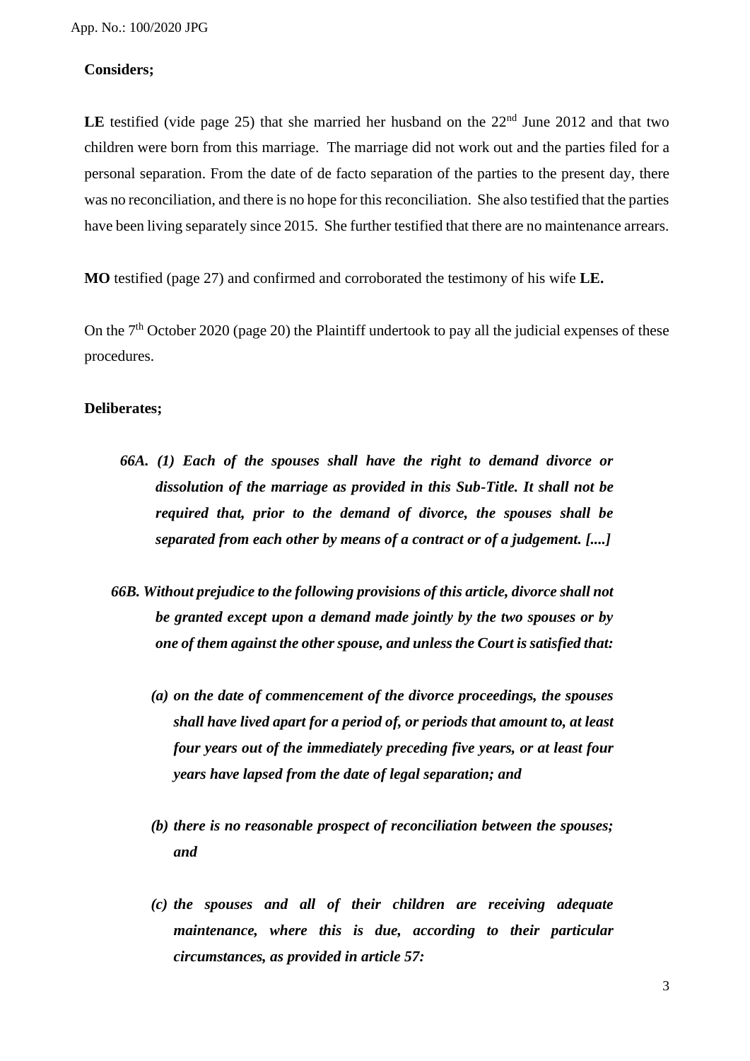**Considers;**

**LE** testified (vide page 25) that she married her husband on the 22nd June 2012 and that two children were born from this marriage. The marriage did not work out and the parties filed for a personal separation. From the date of de facto separation of the parties to the present day, there was no reconciliation, and there is no hope for this reconciliation. She also testified that the parties have been living separately since 2015. She further testified that there are no maintenance arrears.

**MO** testified (page 27) and confirmed and corroborated the testimony of his wife **LE.**

On the 7th October 2020 (page 20) the Plaintiff undertook to pay all the judicial expenses of these procedures.

**Deliberates;**

> ***66A. (1) Each of the spouses shall have the right to demand divorce or dissolution of the marriage as provided in this Sub-Title. It shall not be required that, prior to the demand of divorce, the spouses shall be separated from each other by means of a contract or of a judgement. [....]***

> ***66B. Without prejudice to the following provisions of this article, divorce shall not be granted except upon a demand made jointly by the two spouses or by one of them against the other spouse, and unless the Court is satisfied that:***
>
> ***(a) on the date of commencement of the divorce proceedings, the spouses shall have lived apart for a period of, or periods that amount to, at least four years out of the immediately preceding five years, or at least four years have lapsed from the date of legal separation; and***
>
> ***(b) there is no reasonable prospect of reconciliation between the spouses; and***
>
> ***(c) the spouses and all of their children are receiving adequate maintenance, where this is due, according to their particular circumstances, as provided in article 57:***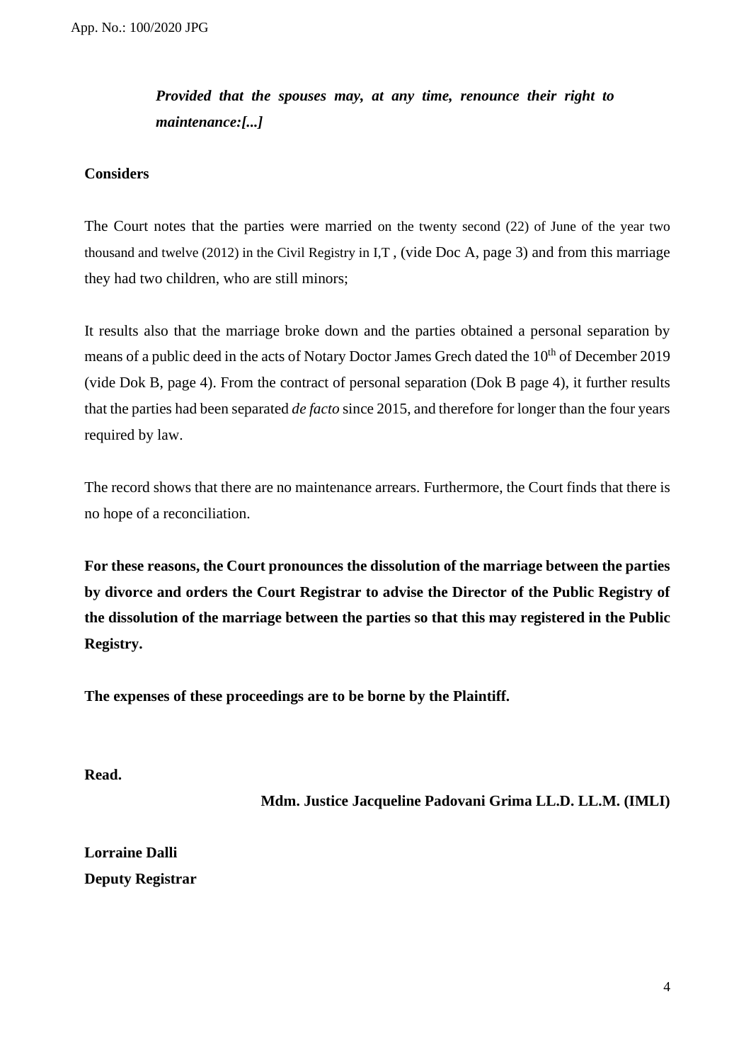***Provided that the spouses may, at any time, renounce their right to maintenance:[...]***

**Considers**

The Court notes that the parties were married on the twenty second (22) of June of the year two thousand and twelve (2012) in the Civil Registry in I,T , (vide Doc A, page 3) and from this marriage they had two children, who are still minors;

It results also that the marriage broke down and the parties obtained a personal separation by means of a public deed in the acts of Notary Doctor James Grech dated the 10th of December 2019 (vide Dok B, page 4). From the contract of personal separation (Dok B page 4), it further results that the parties had been separated *de facto* since 2015, and therefore for longer than the four years required by law.

The record shows that there are no maintenance arrears. Furthermore, the Court finds that there is no hope of a reconciliation.

**For these reasons, the Court pronounces the dissolution of the marriage between the parties by divorce and orders the Court Registrar to advise the Director of the Public Registry of the dissolution of the marriage between the parties so that this may registered in the Public Registry.**

**The expenses of these proceedings are to be borne by the Plaintiff.**

**Read.**

**Mdm. Justice Jacqueline Padovani Grima LL.D. LL.M. (IMLI)**

**Lorraine Dalli**
**Deputy Registrar**